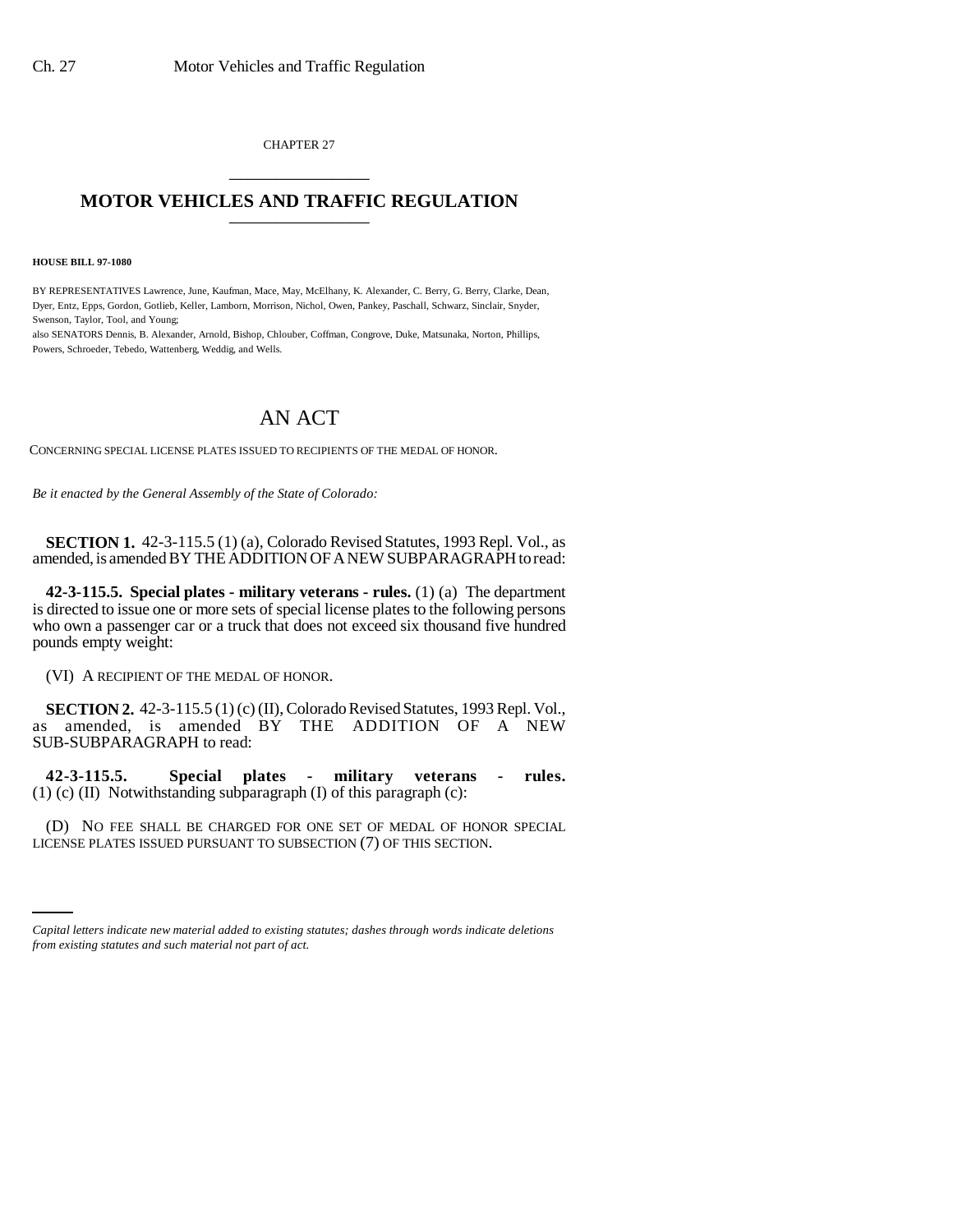CHAPTER 27

# MOTOR VEHICLES AND TRAFFIC REGULATION

**HOUSE BILL 97-1080**

BY REPRESENTATIVES Lawrence, June, Kaufman, Mace, May, McElhany, K. Alexander, C. Berry, G. Berry, Clarke, Dean, Dyer, Entz, Epps, Gordon, Gotlieb, Keller, Lamborn, Morrison, Nichol, Owen, Pankey, Paschall, Schwarz, Sinclair, Snyder, Swenson, Taylor, Tool, and Young;
also SENATORS Dennis, B. Alexander, Arnold, Bishop, Chlouber, Coffman, Congrove, Duke, Matsunaka, Norton, Phillips, Powers, Schroeder, Tebedo, Wattenberg, Weddig, and Wells.

# AN ACT

CONCERNING SPECIAL LICENSE PLATES ISSUED TO RECIPIENTS OF THE MEDAL OF HONOR.

*Be it enacted by the General Assembly of the State of Colorado:*

**SECTION 1.** 42-3-115.5 (1) (a), Colorado Revised Statutes, 1993 Repl. Vol., as amended, is amended BY THE ADDITION OF A NEW SUBPARAGRAPH to read:

**42-3-115.5. Special plates - military veterans - rules.** (1) (a) The department is directed to issue one or more sets of special license plates to the following persons who own a passenger car or a truck that does not exceed six thousand five hundred pounds empty weight:

(VI) A RECIPIENT OF THE MEDAL OF HONOR.

**SECTION 2.** 42-3-115.5 (1) (c) (II), Colorado Revised Statutes, 1993 Repl. Vol., as amended, is amended BY THE ADDITION OF A NEW SUB-SUBPARAGRAPH to read:

**42-3-115.5. Special plates - military veterans - rules.** (1) (c) (II) Notwithstanding subparagraph (I) of this paragraph (c):

(D) NO FEE SHALL BE CHARGED FOR ONE SET OF MEDAL OF HONOR SPECIAL LICENSE PLATES ISSUED PURSUANT TO SUBSECTION (7) OF THIS SECTION.

*Capital letters indicate new material added to existing statutes; dashes through words indicate deletions from existing statutes and such material not part of act.*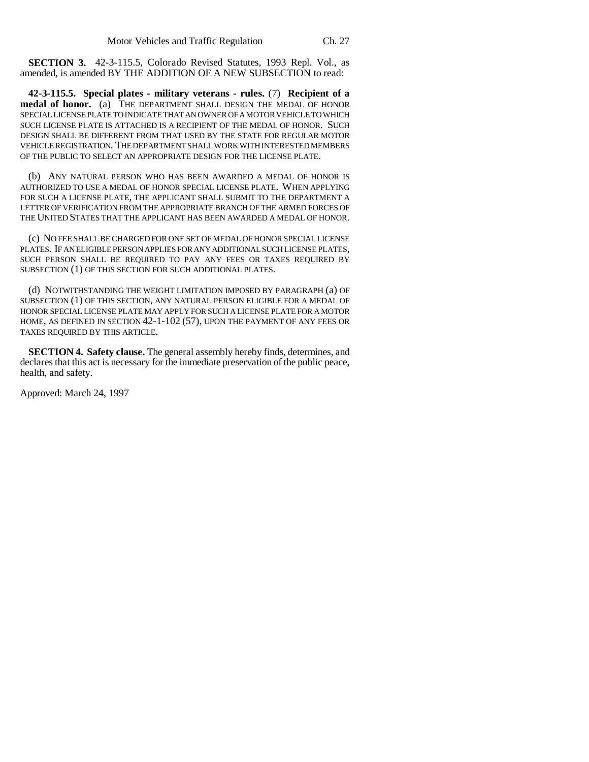**SECTION 3.** 42-3-115.5, Colorado Revised Statutes, 1993 Repl. Vol., as amended, is amended BY THE ADDITION OF A NEW SUBSECTION to read:

**42-3-115.5. Special plates - military veterans - rules.** (7) **Recipient of a medal of honor.** (a) THE DEPARTMENT SHALL DESIGN THE MEDAL OF HONOR SPECIAL LICENSE PLATE TO INDICATE THAT AN OWNER OF A MOTOR VEHICLE TO WHICH SUCH LICENSE PLATE IS ATTACHED IS A RECIPIENT OF THE MEDAL OF HONOR. SUCH DESIGN SHALL BE DIFFERENT FROM THAT USED BY THE STATE FOR REGULAR MOTOR VEHICLE REGISTRATION. THE DEPARTMENT SHALL WORK WITH INTERESTED MEMBERS OF THE PUBLIC TO SELECT AN APPROPRIATE DESIGN FOR THE LICENSE PLATE.

(b) ANY NATURAL PERSON WHO HAS BEEN AWARDED A MEDAL OF HONOR IS AUTHORIZED TO USE A MEDAL OF HONOR SPECIAL LICENSE PLATE. WHEN APPLYING FOR SUCH A LICENSE PLATE, THE APPLICANT SHALL SUBMIT TO THE DEPARTMENT A LETTER OF VERIFICATION FROM THE APPROPRIATE BRANCH OF THE ARMED FORCES OF THE UNITED STATES THAT THE APPLICANT HAS BEEN AWARDED A MEDAL OF HONOR.

(c) NO FEE SHALL BE CHARGED FOR ONE SET OF MEDAL OF HONOR SPECIAL LICENSE PLATES. IF AN ELIGIBLE PERSON APPLIES FOR ANY ADDITIONAL SUCH LICENSE PLATES, SUCH PERSON SHALL BE REQUIRED TO PAY ANY FEES OR TAXES REQUIRED BY SUBSECTION (1) OF THIS SECTION FOR SUCH ADDITIONAL PLATES.

(d) NOTWITHSTANDING THE WEIGHT LIMITATION IMPOSED BY PARAGRAPH (a) OF SUBSECTION (1) OF THIS SECTION, ANY NATURAL PERSON ELIGIBLE FOR A MEDAL OF HONOR SPECIAL LICENSE PLATE MAY APPLY FOR SUCH A LICENSE PLATE FOR A MOTOR HOME, AS DEFINED IN SECTION 42-1-102 (57), UPON THE PAYMENT OF ANY FEES OR TAXES REQUIRED BY THIS ARTICLE.

**SECTION 4. Safety clause.** The general assembly hereby finds, determines, and declares that this act is necessary for the immediate preservation of the public peace, health, and safety.

Approved: March 24, 1997